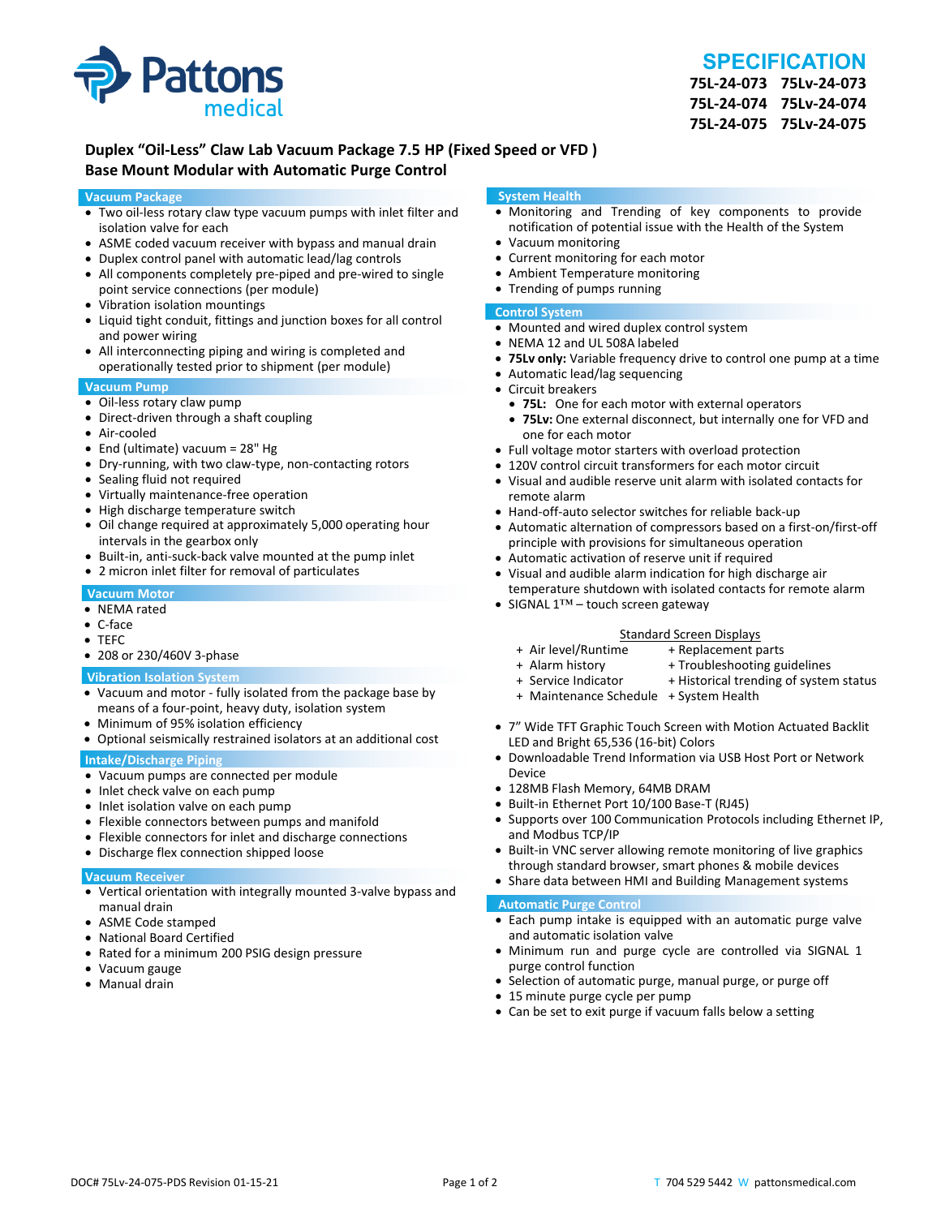# SPECIFICATION

**75L-24-073 75Lv-24-073**
**75L-24-074 75Lv-24-074**
**75L-24-075 75Lv-24-075**

## Duplex "Oil-Less" Claw Lab Vacuum Package 7.5 HP (Fixed Speed or VFD )
## Base Mount Modular with Automatic Purge Control

### Vacuum Package

- Two oil-less rotary claw type vacuum pumps with inlet filter and isolation valve for each
- ASME coded vacuum receiver with bypass and manual drain
- Duplex control panel with automatic lead/lag controls
- All components completely pre-piped and pre-wired to single point service connections (per module)
- Vibration isolation mountings
- Liquid tight conduit, fittings and junction boxes for all control and power wiring
- All interconnecting piping and wiring is completed and operationally tested prior to shipment (per module)

### Vacuum Pump

- Oil-less rotary claw pump
- Direct-driven through a shaft coupling
- Air-cooled
- End (ultimate) vacuum = 28" Hg
- Dry-running, with two claw-type, non-contacting rotors
- Sealing fluid not required
- Virtually maintenance-free operation
- High discharge temperature switch
- Oil change required at approximately 5,000 operating hour intervals in the gearbox only
- Built-in, anti-suck-back valve mounted at the pump inlet
- 2 micron inlet filter for removal of particulates

### Vacuum Motor

- NEMA rated
- C-face
- TEFC
- 208 or 230/460V 3-phase

### Vibration Isolation System

- Vacuum and motor - fully isolated from the package base by means of a four-point, heavy duty, isolation system
- Minimum of 95% isolation efficiency
- Optional seismically restrained isolators at an additional cost

### Intake/Discharge Piping

- Vacuum pumps are connected per module
- Inlet check valve on each pump
- Inlet isolation valve on each pump
- Flexible connectors between pumps and manifold
- Flexible connectors for inlet and discharge connections
- Discharge flex connection shipped loose

### Vacuum Receiver

- Vertical orientation with integrally mounted 3-valve bypass and manual drain
- ASME Code stamped
- National Board Certified
- Rated for a minimum 200 PSIG design pressure
- Vacuum gauge
- Manual drain

### System Health

- Monitoring and Trending of key components to provide notification of potential issue with the Health of the System
- Vacuum monitoring
- Current monitoring for each motor
- Ambient Temperature monitoring
- Trending of pumps running

### Control System

- Mounted and wired duplex control system
- NEMA 12 and UL 508A labeled
- **75Lv only:** Variable frequency drive to control one pump at a time
- Automatic lead/lag sequencing
- Circuit breakers
  - **75L:** One for each motor with external operators
  - **75Lv:** One external disconnect, but internally one for VFD and one for each motor
- Full voltage motor starters with overload protection
- 120V control circuit transformers for each motor circuit
- Visual and audible reserve unit alarm with isolated contacts for remote alarm
- Hand-off-auto selector switches for reliable back-up
- Automatic alternation of compressors based on a first-on/first-off principle with provisions for simultaneous operation
- Automatic activation of reserve unit if required
- Visual and audible alarm indication for high discharge air temperature shutdown with isolated contacts for remote alarm
- SIGNAL 1™ – touch screen gateway

Standard Screen Displays

| | |
|---|---|
| + Air level/Runtime | + Replacement parts |
| + Alarm history | + Troubleshooting guidelines |
| + Service Indicator | + Historical trending of system status |
| + Maintenance Schedule | + System Health |

- 7" Wide TFT Graphic Touch Screen with Motion Actuated Backlit LED and Bright 65,536 (16-bit) Colors
- Downloadable Trend Information via USB Host Port or Network Device
- 128MB Flash Memory, 64MB DRAM
- Built-in Ethernet Port 10/100 Base-T (RJ45)
- Supports over 100 Communication Protocols including Ethernet IP, and Modbus TCP/IP
- Built-in VNC server allowing remote monitoring of live graphics through standard browser, smart phones & mobile devices
- Share data between HMI and Building Management systems

### Automatic Purge Control

- Each pump intake is equipped with an automatic purge valve and automatic isolation valve
- Minimum run and purge cycle are controlled via SIGNAL 1 purge control function
- Selection of automatic purge, manual purge, or purge off
- 15 minute purge cycle per pump
- Can be set to exit purge if vacuum falls below a setting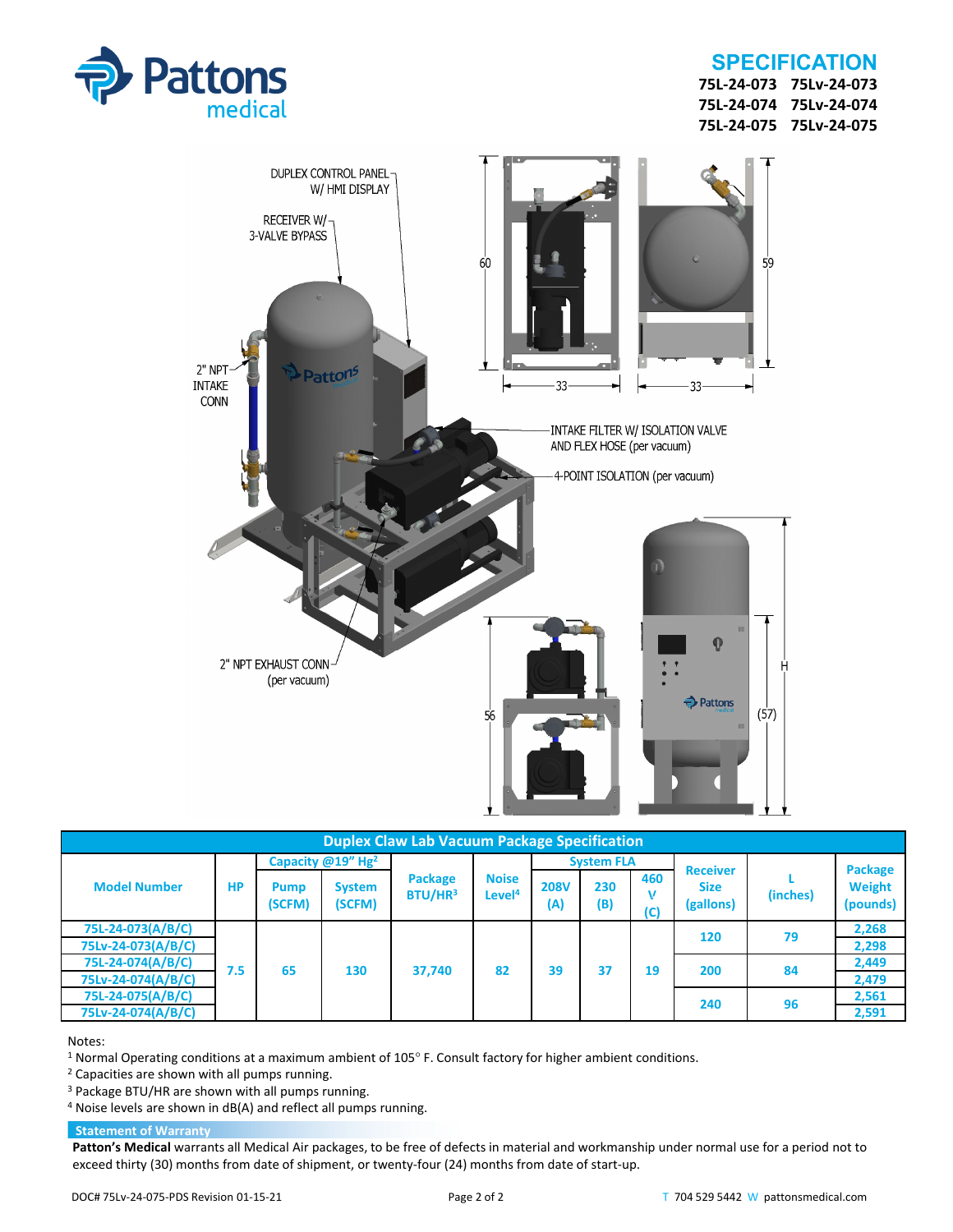# SPECIFICATION

**75L-24-073 75Lv-24-073**
**75L-24-074 75Lv-24-074**
**75L-24-075 75Lv-24-075**

DUPLEX CONTROL PANEL W/ HMI DISPLAY

RECEIVER W/ 3-VALVE BYPASS

2" NPT INTAKE CONN

INTAKE FILTER W/ ISOLATION VALVE AND FLEX HOSE (per vacuum)

4-POINT ISOLATION (per vacuum)

2" NPT EXHAUST CONN (per vacuum)

60

59

33

33

56

H

(57)

| Duplex Claw Lab Vacuum Package Specification | | | | | | | | | | | |
|---|---|---|---|---|---|---|---|---|---|---|---|
| Model Number | HP | Capacity @19" Hg[2] | | Package BTU/HR[3] | Noise Level[4] | System FLA | | | Receiver Size (gallons) | L (inches) | Package Weight (pounds) |
| | | Pump (SCFM) | System (SCFM) | | | 208V (A) | 230 (B) | 460 V (C) | | | |
| 75L-24-073(A/B/C) | 7.5 | 65 | 130 | 37,740 | 82 | 39 | 37 | 19 | 120 | 79 | 2,268 |
| 75Lv-24-073(A/B/C) | | | | | | | | | | | 2,298 |
| 75L-24-074(A/B/C) | | | | | | | | | 200 | 84 | 2,449 |
| 75Lv-24-074(A/B/C) | | | | | | | | | | | 2,479 |
| 75L-24-075(A/B/C) | | | | | | | | | 240 | 96 | 2,561 |
| 75Lv-24-074(A/B/C) | | | | | | | | | | | 2,591 |

Notes:

[1] Normal Operating conditions at a maximum ambient of 105° F. Consult factory for higher ambient conditions.

[2] Capacities are shown with all pumps running.

[3] Package BTU/HR are shown with all pumps running.

[4] Noise levels are shown in dB(A) and reflect all pumps running.

## Statement of Warranty

**Patton's Medical** warrants all Medical Air packages, to be free of defects in material and workmanship under normal use for a period not to exceed thirty (30) months from date of shipment, or twenty-four (24) months from date of start-up.

DOC# 75Lv-24-075-PDS Revision 01-15-21

T 704 529 5442 W pattonsmedical.com